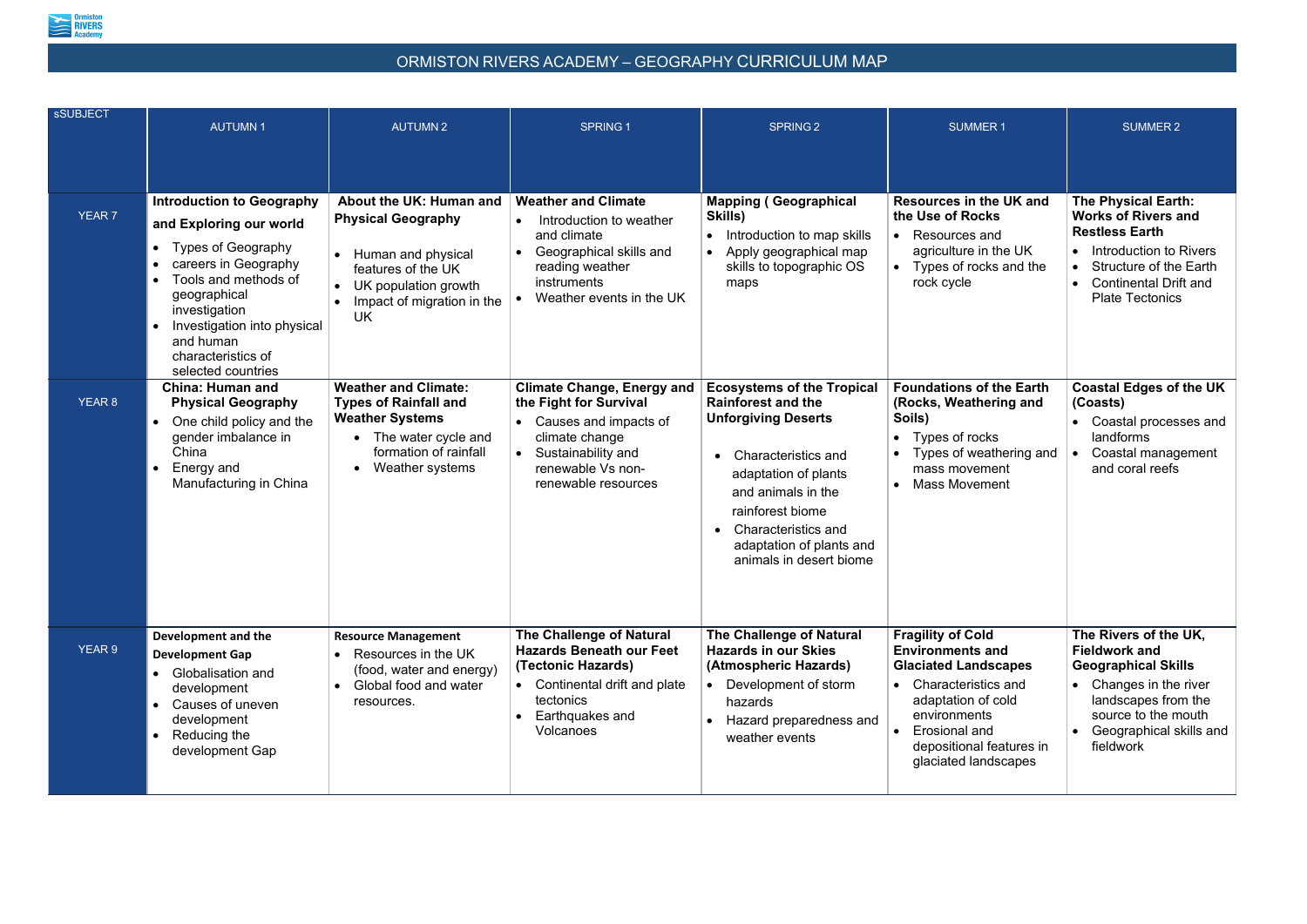# ORMISTON RIVERS ACADEMY – GEOGRAPHY CURRICULUM MAP

| sSUBJECT | AUTUMN 1 | AUTUMN 2 | SPRING 1 | SPRING 2 | SUMMER 1 | SUMMER 2 |
|---|---|---|---|---|---|---|
| YEAR 7 | **Introduction to Geography and Exploring our world**<br>• Types of Geography<br>• careers in Geography<br>• Tools and methods of geographical investigation<br>• Investigation into physical and human characteristics of selected countries | **About the UK: Human and Physical Geography**<br>• Human and physical features of the UK<br>• UK population growth<br>• Impact of migration in the UK | **Weather and Climate**<br>• Introduction to weather and climate<br>• Geographical skills and reading weather instruments<br>• Weather events in the UK | **Mapping ( Geographical Skills)**<br>• Introduction to map skills<br>• Apply geographical map skills to topographic OS maps | **Resources in the UK and the Use of Rocks**<br>• Resources and agriculture in the UK<br>• Types of rocks and the rock cycle | **The Physical Earth: Works of Rivers and Restless Earth**<br>• Introduction to Rivers<br>• Structure of the Earth<br>• Continental Drift and Plate Tectonics |
| YEAR 8 | **China: Human and Physical Geography**<br>• One child policy and the gender imbalance in China<br>• Energy and Manufacturing in China | **Weather and Climate: Types of Rainfall and Weather Systems**<br>• The water cycle and formation of rainfall<br>• Weather systems | **Climate Change, Energy and the Fight for Survival**<br>• Causes and impacts of climate change<br>• Sustainability and renewable Vs non-renewable resources | **Ecosystems of the Tropical Rainforest and the Unforgiving Deserts**<br>• Characteristics and adaptation of plants and animals in the rainforest biome<br>• Characteristics and adaptation of plants and animals in desert biome | **Foundations of the Earth (Rocks, Weathering and Soils)**<br>• Types of rocks<br>• Types of weathering and mass movement<br>• Mass Movement | **Coastal Edges of the UK (Coasts)**<br>• Coastal processes and landforms<br>• Coastal management and coral reefs |
| YEAR 9 | **Development and the Development Gap**<br>• Globalisation and development<br>• Causes of uneven development<br>• Reducing the development Gap | **Resource Management**<br>• Resources in the UK (food, water and energy)<br>• Global food and water resources. | **The Challenge of Natural Hazards Beneath our Feet (Tectonic Hazards)**<br>• Continental drift and plate tectonics<br>• Earthquakes and Volcanoes | **The Challenge of Natural Hazards in our Skies (Atmospheric Hazards)**<br>• Development of storm hazards<br>• Hazard preparedness and weather events | **Fragility of Cold Environments and Glaciated Landscapes**<br>• Characteristics and adaptation of cold environments<br>• Erosional and depositional features in glaciated landscapes | **The Rivers of the UK, Fieldwork and Geographical Skills**<br>• Changes in the river landscapes from the source to the mouth<br>• Geographical skills and fieldwork |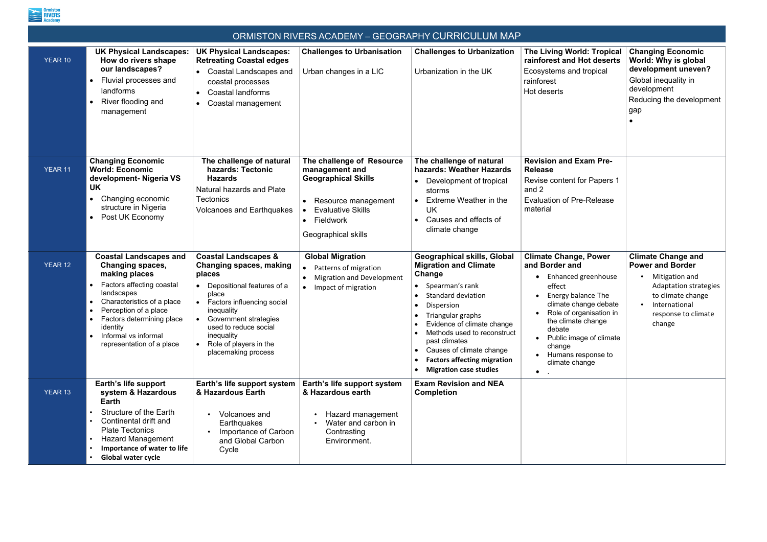# ORMISTON RIVERS ACADEMY – GEOGRAPHY CURRICULUM MAP

| | | | | | | |
|---|---|---|---|---|---|---|
| YEAR 10 | **UK Physical Landscapes: How do rivers shape our landscapes?**<br>• Fluvial processes and landforms<br>• River flooding and management | **UK Physical Landscapes: Retreating Coastal edges**<br>• Coastal Landscapes and coastal processes<br>• Coastal landforms<br>• Coastal management | **Challenges to Urbanisation**<br><br>Urban changes in a LIC | **Challenges to Urbanization**<br><br>Urbanization in the UK | **The Living World: Tropical rainforest and Hot deserts**<br>Ecosystems and tropical rainforest<br>Hot deserts | **Changing Economic World: Why is global development uneven?**<br>Global inequality in development<br>Reducing the development gap<br>• |
| YEAR 11 | **Changing Economic World: Economic development- Nigeria VS UK**<br>• Changing economic structure in Nigeria<br>• Post UK Economy | **The challenge of natural hazards: Tectonic Hazards**<br>Natural hazards and Plate Tectonics<br>Volcanoes and Earthquakes | **The challenge of Resource management and Geographical Skills**<br><br>• Resource management<br>• Evaluative Skills<br>• Fieldwork<br><br>Geographical skills | **The challenge of natural hazards: Weather Hazards**<br>• Development of tropical storms<br>• Extreme Weather in the UK<br>• Causes and effects of climate change | **Revision and Exam Pre-Release**<br>Revise content for Papers 1 and 2<br>Evaluation of Pre-Release material | |
| YEAR 12 | **Coastal Landscapes and Changing spaces, making places**<br>• Factors affecting coastal landscapes<br>• Characteristics of a place<br>• Perception of a place<br>• Factors determining place identity<br>• Informal vs informal representation of a place | **Coastal Landscapes & Changing spaces, making places**<br>• Depositional features of a place<br>• Factors influencing social inequality<br>• Government strategies used to reduce social inequality<br>• Role of players in the placemaking process | **Global Migration**<br>• Patterns of migration<br>• Migration and Development<br>• Impact of migration | **Geographical skills, Global Migration and Climate Change**<br>• Spearman's rank<br>• Standard deviation<br>• Dispersion<br>• Triangular graphs<br>• Evidence of climate change<br>• Methods used to reconstruct past climates<br>• Causes of climate change<br>• **Factors affecting migration**<br>• **Migration case studies** | **Climate Change, Power and Border and**<br>• Enhanced greenhouse effect<br>• Energy balance The climate change debate<br>• Role of organisation in the climate change debate<br>• Public image of climate change<br>• Humans response to climate change<br>• . | **Climate Change and Power and Border**<br>• Mitigation and Adaptation strategies to climate change<br>• International response to climate change |
| YEAR 13 | **Earth's life support system & Hazardous Earth**<br>• Structure of the Earth<br>• Continental drift and Plate Tectonics<br>• Hazard Management<br>• **Importance of water to life**<br>• **Global water cycle** | **Earth's life support system & Hazardous Earth**<br><br>• Volcanoes and Earthquakes<br>• Importance of Carbon and Global Carbon Cycle | **Earth's life support system & Hazardous earth**<br><br>• Hazard management<br>• Water and carbon in Contrasting Environment. | **Exam Revision and NEA Completion** | | |